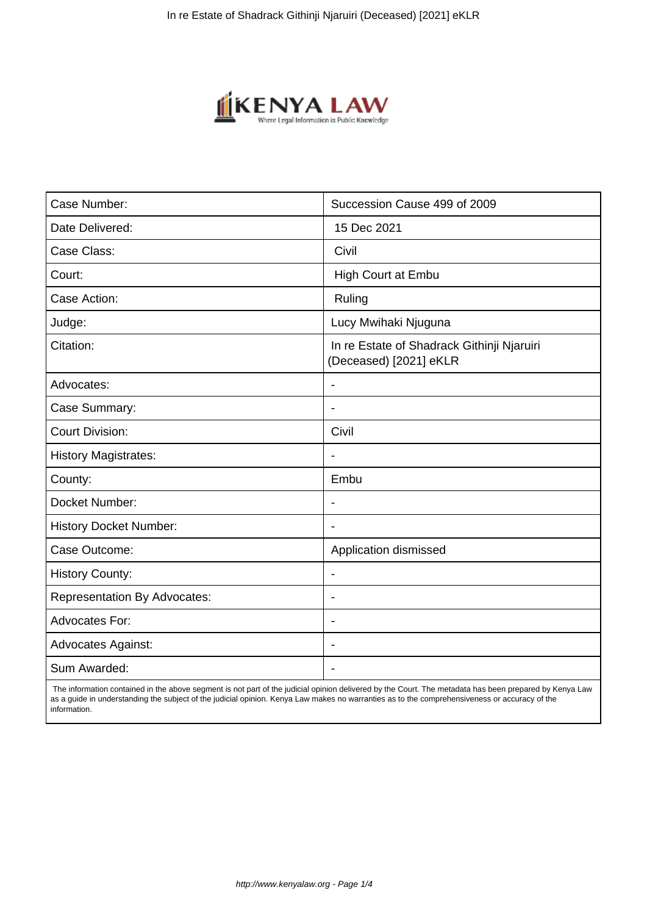| Case Number: | Succession Cause 499 of 2009 |
| --- | --- |
| Date Delivered: | 15 Dec 2021 |
| Case Class: | Civil |
| Court: | High Court at Embu |
| Case Action: | Ruling |
| Judge: | Lucy Mwihaki Njuguna |
| Citation: | In re Estate of Shadrack Githinji Njaruiri (Deceased) [2021] eKLR |
| Advocates: | - |
| Case Summary: | - |
| Court Division: | Civil |
| History Magistrates: | - |
| County: | Embu |
| Docket Number: | - |
| History Docket Number: | - |
| Case Outcome: | Application dismissed |
| History County: | - |
| Representation By Advocates: | - |
| Advocates For: | - |
| Advocates Against: | - |
| Sum Awarded: | - |

The information contained in the above segment is not part of the judicial opinion delivered by the Court. The metadata has been prepared by Kenya Law as a guide in understanding the subject of the judicial opinion. Kenya Law makes no warranties as to the comprehensiveness or accuracy of the information.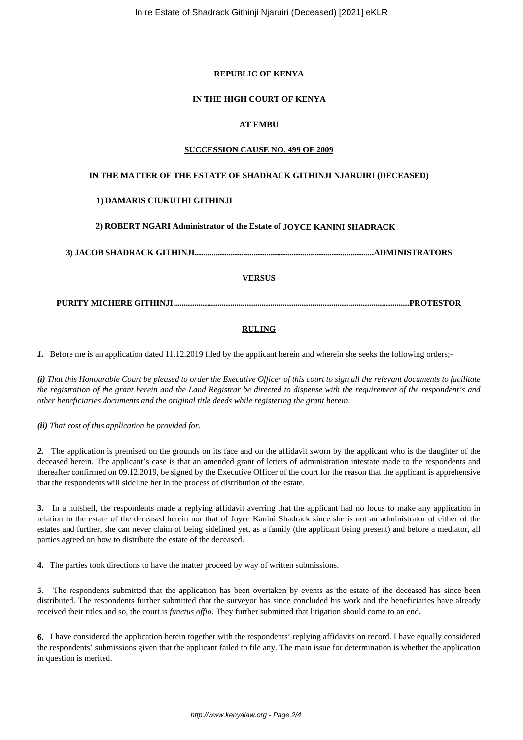**REPUBLIC OF KENYA**

**IN THE HIGH COURT OF KENYA**

**AT EMBU**

**SUCCESSION CAUSE NO. 499 OF 2009**

**IN THE MATTER OF THE ESTATE OF SHADRACK GITHINJI NJARUIRI (DECEASED)**

**1) DAMARIS CIUKUTHI GITHINJI**

**2) ROBERT NGARI Administrator of the Estate of JOYCE KANINI SHADRACK**

**3) JACOB SHADRACK GITHINJI......................................................................................ADMINISTRATORS**

**VERSUS**

**PURITY MICHERE GITHINJI...............................................................................................................PROTESTOR**

**RULING**

***1.*** Before me is an application dated 11.12.2019 filed by the applicant herein and wherein she seeks the following orders;-

***(i)*** *That this Honourable Court be pleased to order the Executive Officer of this court to sign all the relevant documents to facilitate the registration of the grant herein and the Land Registrar be directed to dispense with the requirement of the respondent's and other beneficiaries documents and the original title deeds while registering the grant herein.*

***(ii)*** *That cost of this application be provided for.*

***2.*** The application is premised on the grounds on its face and on the affidavit sworn by the applicant who is the daughter of the deceased herein. The applicant's case is that an amended grant of letters of administration intestate made to the respondents and thereafter confirmed on 09.12.2019, be signed by the Executive Officer of the court for the reason that the applicant is apprehensive that the respondents will sideline her in the process of distribution of the estate.

**3.** In a nutshell, the respondents made a replying affidavit averring that the applicant had no locus to make any application in relation to the estate of the deceased herein nor that of Joyce Kanini Shadrack since she is not an administrator of either of the estates and further, she can never claim of being sidelined yet, as a family (the applicant being present) and before a mediator, all parties agreed on how to distribute the estate of the deceased.

**4.** The parties took directions to have the matter proceed by way of written submissions.

**5.** The respondents submitted that the application has been overtaken by events as the estate of the deceased has since been distributed. The respondents further submitted that the surveyor has since concluded his work and the beneficiaries have already received their titles and so, the court is *functus offio*. They further submitted that litigation should come to an end.

**6.** I have considered the application herein together with the respondents' replying affidavits on record. I have equally considered the respondents' submissions given that the applicant failed to file any. The main issue for determination is whether the application in question is merited.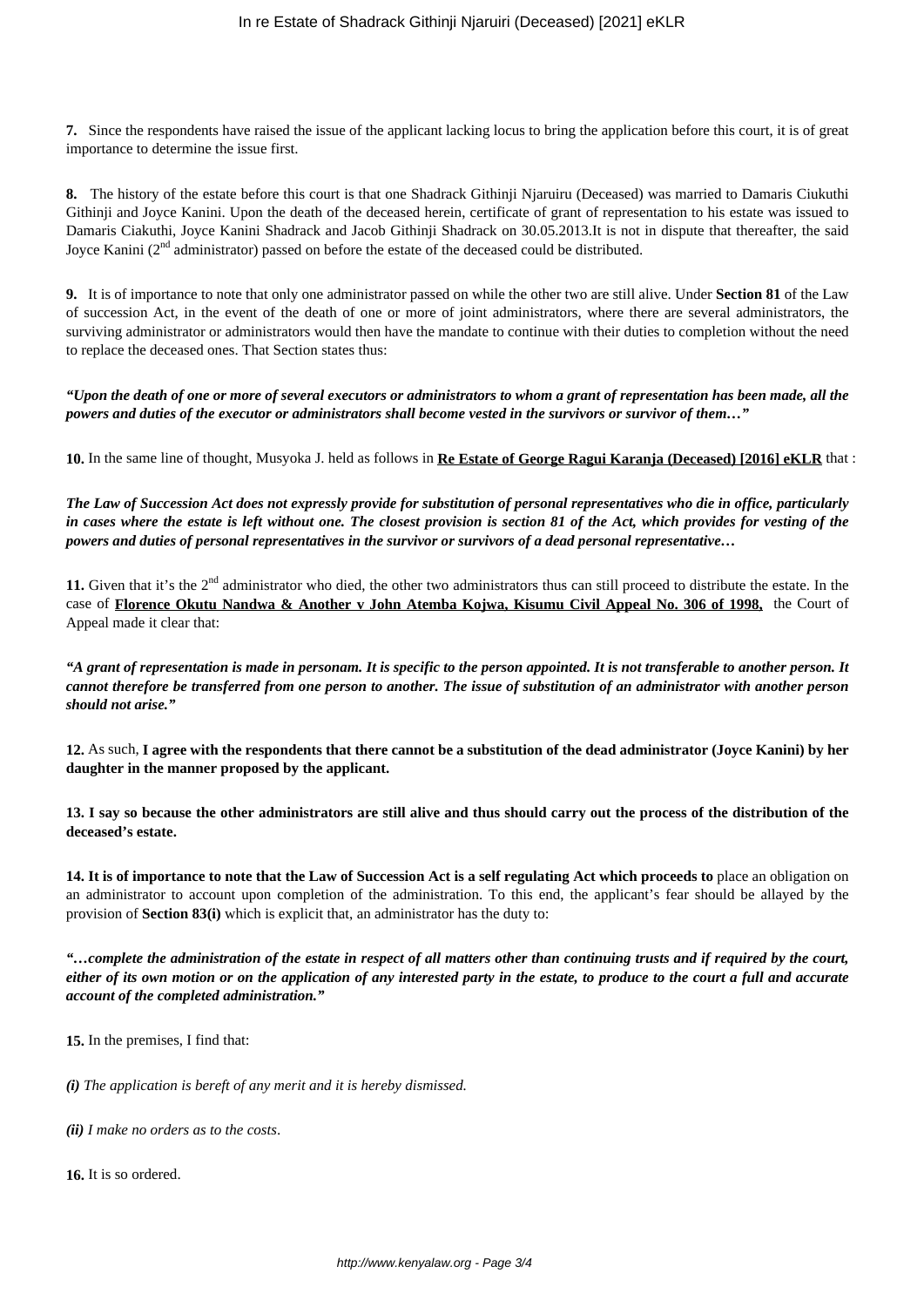**7.** Since the respondents have raised the issue of the applicant lacking locus to bring the application before this court, it is of great importance to determine the issue first.

**8.** The history of the estate before this court is that one Shadrack Githinji Njaruiru (Deceased) was married to Damaris Ciukuthi Githinji and Joyce Kanini. Upon the death of the deceased herein, certificate of grant of representation to his estate was issued to Damaris Ciakuthi, Joyce Kanini Shadrack and Jacob Githinji Shadrack on 30.05.2013.It is not in dispute that thereafter, the said Joyce Kanini (2nd administrator) passed on before the estate of the deceased could be distributed.

**9.** It is of importance to note that only one administrator passed on while the other two are still alive. Under **Section 81** of the Law of succession Act, in the event of the death of one or more of joint administrators, where there are several administrators, the surviving administrator or administrators would then have the mandate to continue with their duties to completion without the need to replace the deceased ones. That Section states thus:

***"Upon the death of one or more of several executors or administrators to whom a grant of representation has been made, all the powers and duties of the executor or administrators shall become vested in the survivors or survivor of them…"***

**10.** In the same line of thought, Musyoka J. held as follows in **Re Estate of George Ragui Karanja (Deceased) [2016] eKLR** that :

***The Law of Succession Act does not expressly provide for substitution of personal representatives who die in office, particularly in cases where the estate is left without one. The closest provision is section 81 of the Act, which provides for vesting of the powers and duties of personal representatives in the survivor or survivors of a dead personal representative…***

**11.** Given that it's the 2nd administrator who died, the other two administrators thus can still proceed to distribute the estate. In the case of **Florence Okutu Nandwa & Another v John Atemba Kojwa, Kisumu Civil Appeal No. 306 of 1998,** the Court of Appeal made it clear that:

***"A grant of representation is made in personam. It is specific to the person appointed. It is not transferable to another person. It cannot therefore be transferred from one person to another. The issue of substitution of an administrator with another person should not arise."***

**12.** As such, **I agree with the respondents that there cannot be a substitution of the dead administrator (Joyce Kanini) by her daughter in the manner proposed by the applicant.**

**13. I say so because the other administrators are still alive and thus should carry out the process of the distribution of the deceased's estate.**

**14. It is of importance to note that the Law of Succession Act is a self regulating Act which proceeds to** place an obligation on an administrator to account upon completion of the administration. To this end, the applicant's fear should be allayed by the provision of **Section 83(i)** which is explicit that, an administrator has the duty to:

***"…complete the administration of the estate in respect of all matters other than continuing trusts and if required by the court, either of its own motion or on the application of any interested party in the estate, to produce to the court a full and accurate account of the completed administration."***

**15.** In the premises, I find that:

***(i)** The application is bereft of any merit and it is hereby dismissed.*

***(ii)** I make no orders as to the costs.*

**16.** It is so ordered.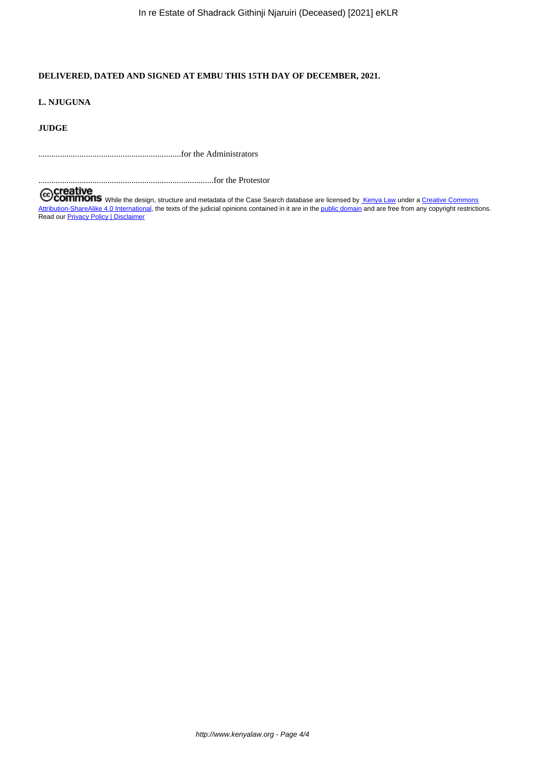**DELIVERED, DATED AND SIGNED AT EMBU THIS 15TH DAY OF DECEMBER, 2021.**

**L. NJUGUNA**

**JUDGE**

...................................................................for the Administrators

..................................................................................for the Protestor

While the design, structure and metadata of the Case Search database are licensed by Kenya Law under a Creative Commons Attribution-ShareAlike 4.0 International, the texts of the judicial opinions contained in it are in the public domain and are free from any copyright restrictions. Read our Privacy Policy | Disclaimer